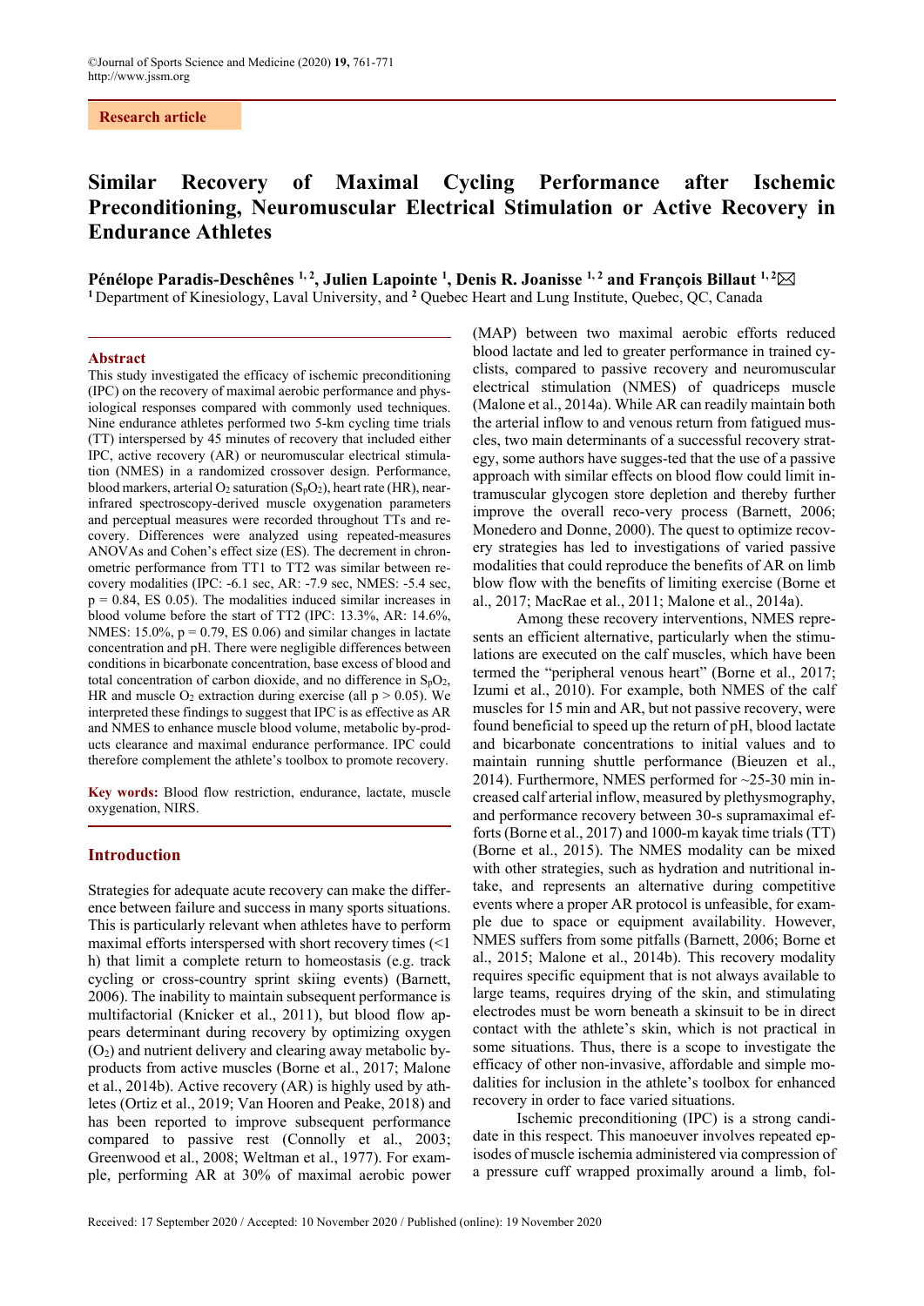Research article

# Similar Recovery of Maximal Cycling Performance after Ischemic Preconditioning, Neuromuscular Electrical Stimulation or Active Recovery in Endurance Athletes

**Pénélope Paradis-Deschênes [1, 2], Julien Lapointe [1], Denis R. Joanisse [1, 2] and François Billaut [1, 2]**

[1] Department of Kinesiology, Laval University, and [2] Quebec Heart and Lung Institute, Quebec, QC, Canada

## Abstract

This study investigated the efficacy of ischemic preconditioning (IPC) on the recovery of maximal aerobic performance and physiological responses compared with commonly used techniques. Nine endurance athletes performed two 5-km cycling time trials (TT) interspersed by 45 minutes of recovery that included either IPC, active recovery (AR) or neuromuscular electrical stimulation (NMES) in a randomized crossover design. Performance, blood markers, arterial $O_2$ saturation ($S_pO_2$), heart rate (HR), near-infrared spectroscopy-derived muscle oxygenation parameters and perceptual measures were recorded throughout TTs and recovery. Differences were analyzed using repeated-measures ANOVAs and Cohen's effect size (ES). The decrement in chronometric performance from TT1 to TT2 was similar between recovery modalities (IPC: -6.1 sec, AR: -7.9 sec, NMES: -5.4 sec, $p = 0.84$, ES 0.05). The modalities induced similar increases in blood volume before the start of TT2 (IPC: 13.3%, AR: 14.6%, NMES: 15.0%, $p = 0.79$, ES 0.06) and similar changes in lactate concentration and pH. There were negligible differences between conditions in bicarbonate concentration, base excess of blood and total concentration of carbon dioxide, and no difference in $S_pO_2$, HR and muscle $O_2$ extraction during exercise (all $p > 0.05$). We interpreted these findings to suggest that IPC is as effective as AR and NMES to enhance muscle blood volume, metabolic by-products clearance and maximal endurance performance. IPC could therefore complement the athlete's toolbox to promote recovery.

**Key words:** Blood flow restriction, endurance, lactate, muscle oxygenation, NIRS.

## Introduction

Strategies for adequate acute recovery can make the difference between failure and success in many sports situations. This is particularly relevant when athletes have to perform maximal efforts interspersed with short recovery times (<1 h) that limit a complete return to homeostasis (e.g. track cycling or cross-country sprint skiing events) (Barnett, 2006). The inability to maintain subsequent performance is multifactorial (Knicker et al., 2011), but blood flow appears determinant during recovery by optimizing oxygen ($O_2$) and nutrient delivery and clearing away metabolic by-products from active muscles (Borne et al., 2017; Malone et al., 2014b). Active recovery (AR) is highly used by athletes (Ortiz et al., 2019; Van Hooren and Peake, 2018) and has been reported to improve subsequent performance compared to passive rest (Connolly et al., 2003; Greenwood et al., 2008; Weltman et al., 1977). For example, performing AR at 30% of maximal aerobic power (MAP) between two maximal aerobic efforts reduced blood lactate and led to greater performance in trained cyclists, compared to passive recovery and neuromuscular electrical stimulation (NMES) of quadriceps muscle (Malone et al., 2014a). While AR can readily maintain both the arterial inflow to and venous return from fatigued muscles, two main determinants of a successful recovery strategy, some authors have sugges-ted that the use of a passive approach with similar effects on blood flow could limit intramuscular glycogen store depletion and thereby further improve the overall reco-very process (Barnett, 2006; Monedero and Donne, 2000). The quest to optimize recovery strategies has led to investigations of varied passive modalities that could reproduce the benefits of AR on limb blow flow with the benefits of limiting exercise (Borne et al., 2017; MacRae et al., 2011; Malone et al., 2014a).

Among these recovery interventions, NMES represents an efficient alternative, particularly when the stimulations are executed on the calf muscles, which have been termed the "peripheral venous heart" (Borne et al., 2017; Izumi et al., 2010). For example, both NMES of the calf muscles for 15 min and AR, but not passive recovery, were found beneficial to speed up the return of pH, blood lactate and bicarbonate concentrations to initial values and to maintain running shuttle performance (Bieuzen et al., 2014). Furthermore, NMES performed for ~25-30 min increased calf arterial inflow, measured by plethysmography, and performance recovery between 30-s supramaximal efforts (Borne et al., 2017) and 1000-m kayak time trials (TT) (Borne et al., 2015). The NMES modality can be mixed with other strategies, such as hydration and nutritional intake, and represents an alternative during competitive events where a proper AR protocol is unfeasible, for example due to space or equipment availability. However, NMES suffers from some pitfalls (Barnett, 2006; Borne et al., 2015; Malone et al., 2014b). This recovery modality requires specific equipment that is not always available to large teams, requires drying of the skin, and stimulating electrodes must be worn beneath a skinsuit to be in direct contact with the athlete's skin, which is not practical in some situations. Thus, there is a scope to investigate the efficacy of other non-invasive, affordable and simple modalities for inclusion in the athlete's toolbox for enhanced recovery in order to face varied situations.

Ischemic preconditioning (IPC) is a strong candidate in this respect. This manoeuver involves repeated episodes of muscle ischemia administered via compression of a pressure cuff wrapped proximally around a limb, fol-

Received: 17 September 2020 / Accepted: 10 November 2020 / Published (online): 19 November 2020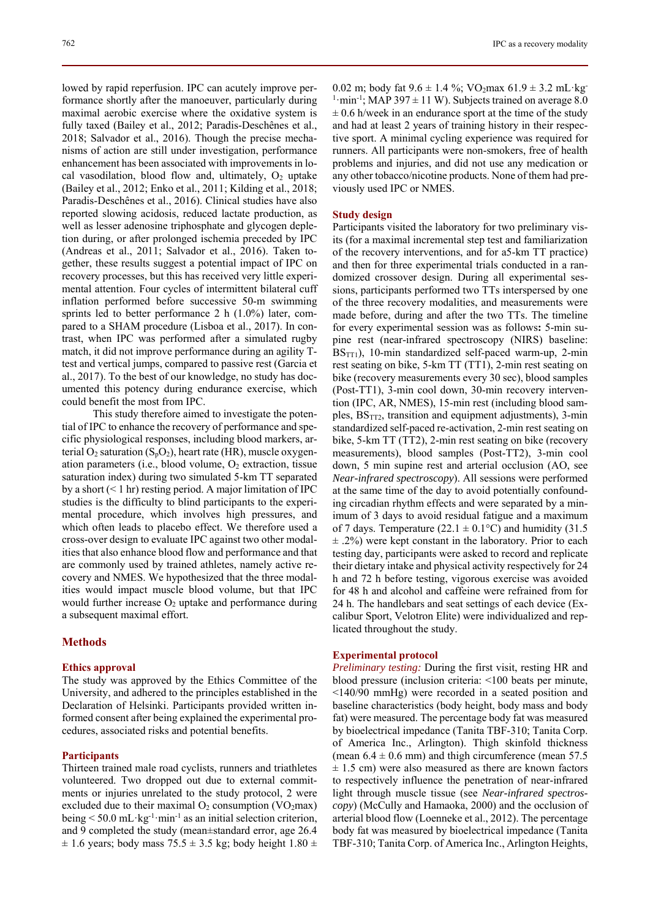lowed by rapid reperfusion. IPC can acutely improve performance shortly after the manoeuver, particularly during maximal aerobic exercise where the oxidative system is fully taxed (Bailey et al., 2012; Paradis-Deschênes et al., 2018; Salvador et al., 2016). Though the precise mechanisms of action are still under investigation, performance enhancement has been associated with improvements in local vasodilation, blood flow and, ultimately, $O_2$ uptake (Bailey et al., 2012; Enko et al., 2011; Kilding et al., 2018; Paradis-Deschênes et al., 2016). Clinical studies have also reported slowing acidosis, reduced lactate production, as well as lesser adenosine triphosphate and glycogen depletion during, or after prolonged ischemia preceded by IPC (Andreas et al., 2011; Salvador et al., 2016). Taken together, these results suggest a potential impact of IPC on recovery processes, but this has received very little experimental attention. Four cycles of intermittent bilateral cuff inflation performed before successive 50-m swimming sprints led to better performance 2 h (1.0%) later, compared to a SHAM procedure (Lisboa et al., 2017). In contrast, when IPC was performed after a simulated rugby match, it did not improve performance during an agility T-test and vertical jumps, compared to passive rest (Garcia et al., 2017). To the best of our knowledge, no study has documented this potency during endurance exercise, which could benefit the most from IPC.

This study therefore aimed to investigate the potential of IPC to enhance the recovery of performance and specific physiological responses, including blood markers, arterial $O_2$ saturation ($S_pO_2$), heart rate (HR), muscle oxygenation parameters (i.e., blood volume, $O_2$ extraction, tissue saturation index) during two simulated 5-km TT separated by a short (< 1 hr) resting period. A major limitation of IPC studies is the difficulty to blind participants to the experimental procedure, which involves high pressures, and which often leads to placebo effect. We therefore used a cross-over design to evaluate IPC against two other modalities that also enhance blood flow and performance and that are commonly used by trained athletes, namely active recovery and NMES. We hypothesized that the three modalities would impact muscle blood volume, but that IPC would further increase $O_2$ uptake and performance during a subsequent maximal effort.

## Methods

### Ethics approval

The study was approved by the Ethics Committee of the University, and adhered to the principles established in the Declaration of Helsinki. Participants provided written informed consent after being explained the experimental procedures, associated risks and potential benefits.

### Participants

Thirteen trained male road cyclists, runners and triathletes volunteered. Two dropped out due to external commitments or injuries unrelated to the study protocol, 2 were excluded due to their maximal $O_2$ consumption ($VO_2$max) being < 50.0 mL·kg$^{-1}$·min$^{-1}$ as an initial selection criterion, and 9 completed the study (mean±standard error, age 26.4 ± 1.6 years; body mass 75.5 ± 3.5 kg; body height 1.80 ± 0.02 m; body fat 9.6 ± 1.4 %; $VO_2$max 61.9 ± 3.2 mL·kg$^{-1}$·min$^{-1}$; MAP 397 ± 11 W). Subjects trained on average 8.0 ± 0.6 h/week in an endurance sport at the time of the study and had at least 2 years of training history in their respective sport. A minimal cycling experience was required for runners. All participants were non-smokers, free of health problems and injuries, and did not use any medication or any other tobacco/nicotine products. None of them had previously used IPC or NMES.

### Study design

Participants visited the laboratory for two preliminary visits (for a maximal incremental step test and familiarization of the recovery interventions, and for a5-km TT practice) and then for three experimental trials conducted in a randomized crossover design. During all experimental sessions, participants performed two TTs interspersed by one of the three recovery modalities, and measurements were made before, during and after the two TTs. The timeline for every experimental session was as follows**:** 5-min supine rest (near-infrared spectroscopy (NIRS) baseline: $BS_{TT1}$), 10-min standardized self-paced warm-up, 2-min rest seating on bike, 5-km TT (TT1), 2-min rest seating on bike (recovery measurements every 30 sec), blood samples (Post-TT1), 3-min cool down, 30-min recovery intervention (IPC, AR, NMES), 15-min rest (including blood samples, $BS_{TT2}$, transition and equipment adjustments), 3-min standardized self-paced re-activation, 2-min rest seating on bike, 5-km TT (TT2), 2-min rest seating on bike (recovery measurements), blood samples (Post-TT2), 3-min cool down, 5 min supine rest and arterial occlusion (AO, see *Near-infrared spectroscopy*). All sessions were performed at the same time of the day to avoid potentially confounding circadian rhythm effects and were separated by a minimum of 3 days to avoid residual fatigue and a maximum of 7 days. Temperature (22.1 ± 0.1°C) and humidity (31.5 ± .2%) were kept constant in the laboratory. Prior to each testing day, participants were asked to record and replicate their dietary intake and physical activity respectively for 24 h and 72 h before testing, vigorous exercise was avoided for 48 h and alcohol and caffeine were refrained from for 24 h. The handlebars and seat settings of each device (Excalibur Sport, Velotron Elite) were individualized and replicated throughout the study.

### Experimental protocol

*Preliminary testing:* During the first visit, resting HR and blood pressure (inclusion criteria: <100 beats per minute, <140/90 mmHg) were recorded in a seated position and baseline characteristics (body height, body mass and body fat) were measured. The percentage body fat was measured by bioelectrical impedance (Tanita TBF-310; Tanita Corp. of America Inc., Arlington). Thigh skinfold thickness (mean 6.4 ± 0.6 mm) and thigh circumference (mean 57.5 ± 1.5 cm) were also measured as there are known factors to respectively influence the penetration of near-infrared light through muscle tissue (see *Near-infrared spectroscopy*) (McCully and Hamaoka, 2000) and the occlusion of arterial blood flow (Loenneke et al., 2012). The percentage body fat was measured by bioelectrical impedance (Tanita TBF-310; Tanita Corp. of America Inc., Arlington Heights,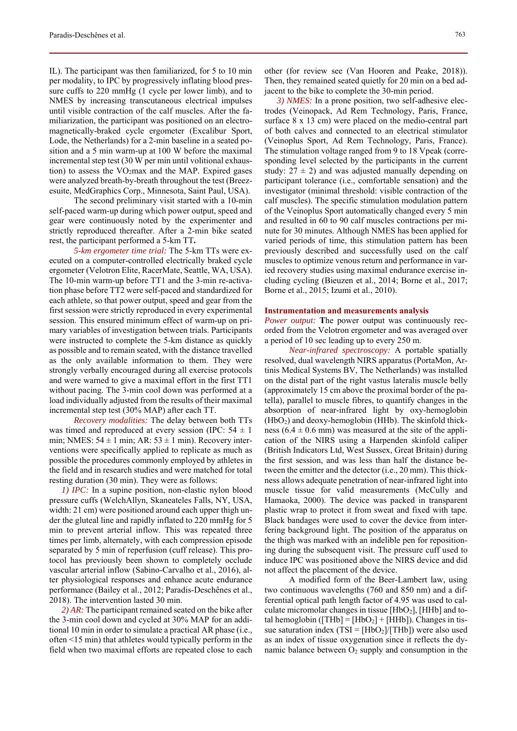IL). The participant was then familiarized, for 5 to 10 min per modality, to IPC by progressively inflating blood pressure cuffs to 220 mmHg (1 cycle per lower limb), and to NMES by increasing transcutaneous electrical impulses until visible contraction of the calf muscles. After the familiarization, the participant was positioned on an electromagnetically-braked cycle ergometer (Excalibur Sport, Lode, the Netherlands) for a 2-min baseline in a seated position and a 5 min warm-up at 100 W before the maximal incremental step test (30 W per min until volitional exhaustion) to assess the $VO_2$max and the MAP. Expired gases were analyzed breath-by-breath throughout the test (Breezesuite, MedGraphics Corp., Minnesota, Saint Paul, USA).

The second preliminary visit started with a 10-min self-paced warm-up during which power output, speed and gear were continuously noted by the experimenter and strictly reproduced thereafter. After a 2-min bike seated rest, the participant performed a 5-km TT.

*5-km ergometer time trial:* The 5-km TTs were executed on a computer-controlled electrically braked cycle ergometer (Velotron Elite, RacerMate, Seattle, WA, USA). The 10-min warm-up before TT1 and the 3-min re-activation phase before TT2 were self-paced and standardized for each athlete, so that power output, speed and gear from the first session were strictly reproduced in every experimental session. This ensured minimum effect of warm-up on primary variables of investigation between trials. Participants were instructed to complete the 5-km distance as quickly as possible and to remain seated, with the distance travelled as the only available information to them. They were strongly verbally encouraged during all exercise protocols and were warned to give a maximal effort in the first TT1 without pacing. The 3-min cool down was performed at a load individually adjusted from the results of their maximal incremental step test (30% MAP) after each TT.

*Recovery modalities:* The delay between both TTs was timed and reproduced at every session (IPC: 54 ± 1 min; NMES: 54 ± 1 min; AR: 53 ± 1 min). Recovery interventions were specifically applied to replicate as much as possible the procedures commonly employed by athletes in the field and in research studies and were matched for total resting duration (30 min). They were as follows:

*1) IPC:* In a supine position, non-elastic nylon blood pressure cuffs (WelchAllyn, Skaneateles Falls, NY, USA, width: 21 cm) were positioned around each upper thigh under the gluteal line and rapidly inflated to 220 mmHg for 5 min to prevent arterial inflow. This was repeated three times per limb, alternately, with each compression episode separated by 5 min of reperfusion (cuff release). This protocol has previously been shown to completely occlude vascular arterial inflow (Sabino-Carvalho et al., 2016), alter physiological responses and enhance acute endurance performance (Bailey et al., 2012; Paradis-Deschênes et al., 2018). The intervention lasted 30 min.

*2) AR:* The participant remained seated on the bike after the 3-min cool down and cycled at 30% MAP for an additional 10 min in order to simulate a practical AR phase (i.e., often <15 min) that athletes would typically perform in the field when two maximal efforts are repeated close to each other (for review see (Van Hooren and Peake, 2018)). Then, they remained seated quietly for 20 min on a bed adjacent to the bike to complete the 30-min period.

*3) NMES:* In a prone position, two self-adhesive electrodes (Veinopack, Ad Rem Technology, Paris, France, surface 8 x 13 cm) were placed on the medio-central part of both calves and connected to an electrical stimulator (Veinoplus Sport, Ad Rem Technology, Paris, France). The stimulation voltage ranged from 9 to 18 Vpeak (corresponding level selected by the participants in the current study: 27 ± 2) and was adjusted manually depending on participant tolerance (i.e., comfortable sensation) and the investigator (minimal threshold: visible contraction of the calf muscles). The specific stimulation modulation pattern of the Veinoplus Sport automatically changed every 5 min and resulted in 60 to 90 calf muscles contractions per minute for 30 minutes. Although NMES has been applied for varied periods of time, this stimulation pattern has been previously described and successfully used on the calf muscles to optimize venous return and performance in varied recovery studies using maximal endurance exercise including cycling (Bieuzen et al., 2014; Borne et al., 2017; Borne et al., 2015; Izumi et al., 2010).

## Instrumentation and measurements analysis

*Power output:* **T**he power output was continuously recorded from the Velotron ergometer and was averaged over a period of 10 sec leading up to every 250 m.

*Near-infrared spectroscopy:* A portable spatially resolved, dual wavelength NIRS apparatus (PortaMon, Artinis Medical Systems BV, The Netherlands) was installed on the distal part of the right vastus lateralis muscle belly (approximately 15 cm above the proximal border of the patella), parallel to muscle fibres, to quantify changes in the absorption of near-infrared light by oxy-hemoglobin ($HbO_2$) and deoxy-hemoglobin (HHb). The skinfold thickness (6.4 ± 0.6 mm) was measured at the site of the application of the NIRS using a Harpenden skinfold caliper (British Indicators Ltd, West Sussex, Great Britain) during the first session, and was less than half the distance between the emitter and the detector (i.e., 20 mm). This thickness allows adequate penetration of near-infrared light into muscle tissue for valid measurements (McCully and Hamaoka, 2000). The device was packed in transparent plastic wrap to protect it from sweat and fixed with tape. Black bandages were used to cover the device from interfering background light. The position of the apparatus on the thigh was marked with an indelible pen for repositioning during the subsequent visit. The pressure cuff used to induce IPC was positioned above the NIRS device and did not affect the placement of the device.

A modified form of the Beer-Lambert law, using two continuous wavelengths (760 and 850 nm) and a differential optical path length factor of 4.95 was used to calculate micromolar changes in tissue [$HbO_2$], [HHb] and total hemoglobin ([THb] = [$HbO_2$] + [HHb]). Changes in tissue saturation index (TSI = [$HbO_2$]/[THb]) were also used as an index of tissue oxygenation since it reflects the dynamic balance between $O_2$ supply and consumption in the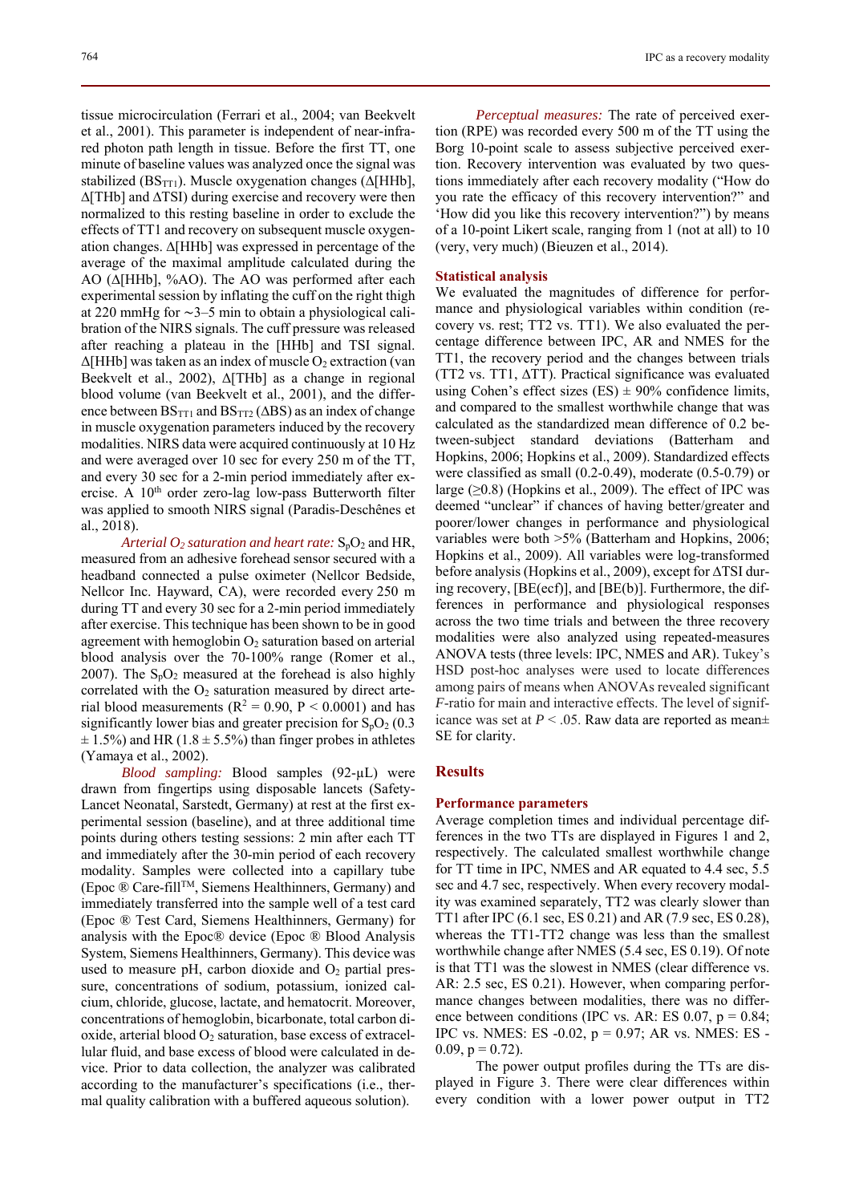tissue microcirculation (Ferrari et al., 2004; van Beekvelt et al., 2001). This parameter is independent of near-infrared photon path length in tissue. Before the first TT, one minute of baseline values was analyzed once the signal was stabilized ($BS_{TT1}$). Muscle oxygenation changes ($\Delta$[HHb], $\Delta$[THb] and $\Delta$TSI) during exercise and recovery were then normalized to this resting baseline in order to exclude the effects of TT1 and recovery on subsequent muscle oxygenation changes. $\Delta$[HHb] was expressed in percentage of the average of the maximal amplitude calculated during the AO ($\Delta$[HHb], %AO). The AO was performed after each experimental session by inflating the cuff on the right thigh at 220 mmHg for ∼3–5 min to obtain a physiological calibration of the NIRS signals. The cuff pressure was released after reaching a plateau in the [HHb] and TSI signal. $\Delta$[HHb] was taken as an index of muscle $O_2$ extraction (van Beekvelt et al., 2002), $\Delta$[THb] as a change in regional blood volume (van Beekvelt et al., 2001), and the difference between $BS_{TT1}$ and $BS_{TT2}$ ($\Delta$BS) as an index of change in muscle oxygenation parameters induced by the recovery modalities. NIRS data were acquired continuously at 10 Hz and were averaged over 10 sec for every 250 m of the TT, and every 30 sec for a 2-min period immediately after exercise. A 10th order zero-lag low-pass Butterworth filter was applied to smooth NIRS signal (Paradis-Deschênes et al., 2018).

*Arterial $O_2$ saturation and heart rate:* $S_pO_2$ and HR, measured from an adhesive forehead sensor secured with a headband connected a pulse oximeter (Nellcor Bedside, Nellcor Inc. Hayward, CA), were recorded every 250 m during TT and every 30 sec for a 2-min period immediately after exercise. This technique has been shown to be in good agreement with hemoglobin $O_2$ saturation based on arterial blood analysis over the 70-100% range (Romer et al., 2007). The $S_pO_2$ measured at the forehead is also highly correlated with the $O_2$ saturation measured by direct arterial blood measurements ($R^2 = 0.90$, $P < 0.0001$) and has significantly lower bias and greater precision for $S_pO_2$ (0.3 ± 1.5%) and HR (1.8 ± 5.5%) than finger probes in athletes (Yamaya et al., 2002).

*Blood sampling:* Blood samples (92-µL) were drawn from fingertips using disposable lancets (Safety-Lancet Neonatal, Sarstedt, Germany) at rest at the first experimental session (baseline), and at three additional time points during others testing sessions: 2 min after each TT and immediately after the 30-min period of each recovery modality. Samples were collected into a capillary tube (Epoc ® Care-fill™, Siemens Healthinners, Germany) and immediately transferred into the sample well of a test card (Epoc ® Test Card, Siemens Healthinners, Germany) for analysis with the Epoc® device (Epoc ® Blood Analysis System, Siemens Healthinners, Germany). This device was used to measure pH, carbon dioxide and $O_2$ partial pressure, concentrations of sodium, potassium, ionized calcium, chloride, glucose, lactate, and hematocrit. Moreover, concentrations of hemoglobin, bicarbonate, total carbon dioxide, arterial blood $O_2$ saturation, base excess of extracellular fluid, and base excess of blood were calculated in device. Prior to data collection, the analyzer was calibrated according to the manufacturer's specifications (i.e., thermal quality calibration with a buffered aqueous solution).

*Perceptual measures:* The rate of perceived exertion (RPE) was recorded every 500 m of the TT using the Borg 10-point scale to assess subjective perceived exertion. Recovery intervention was evaluated by two questions immediately after each recovery modality ("How do you rate the efficacy of this recovery intervention?" and 'How did you like this recovery intervention?") by means of a 10-point Likert scale, ranging from 1 (not at all) to 10 (very, very much) (Bieuzen et al., 2014).

### Statistical analysis

We evaluated the magnitudes of difference for performance and physiological variables within condition (recovery vs. rest; TT2 vs. TT1). We also evaluated the percentage difference between IPC, AR and NMES for the TT1, the recovery period and the changes between trials (TT2 vs. TT1, $\Delta$TT). Practical significance was evaluated using Cohen's effect sizes (ES) ± 90% confidence limits, and compared to the smallest worthwhile change that was calculated as the standardized mean difference of 0.2 between-subject standard deviations (Batterham and Hopkins, 2006; Hopkins et al., 2009). Standardized effects were classified as small (0.2-0.49), moderate (0.5-0.79) or large (≥0.8) (Hopkins et al., 2009). The effect of IPC was deemed "unclear" if chances of having better/greater and poorer/lower changes in performance and physiological variables were both >5% (Batterham and Hopkins, 2006; Hopkins et al., 2009). All variables were log-transformed before analysis (Hopkins et al., 2009), except for $\Delta$TSI during recovery, [BE(ecf)], and [BE(b)]. Furthermore, the differences in performance and physiological responses across the two time trials and between the three recovery modalities were also analyzed using repeated-measures ANOVA tests (three levels: IPC, NMES and AR). Tukey's HSD post-hoc analyses were used to locate differences among pairs of means when ANOVAs revealed significant $F$-ratio for main and interactive effects. The level of significance was set at $P < .05$. Raw data are reported as mean± SE for clarity.

## Results

### Performance parameters

Average completion times and individual percentage differences in the two TTs are displayed in Figures 1 and 2, respectively. The calculated smallest worthwhile change for TT time in IPC, NMES and AR equated to 4.4 sec, 5.5 sec and 4.7 sec, respectively. When every recovery modality was examined separately, TT2 was clearly slower than TT1 after IPC (6.1 sec, ES 0.21) and AR (7.9 sec, ES 0.28), whereas the TT1-TT2 change was less than the smallest worthwhile change after NMES (5.4 sec, ES 0.19). Of note is that TT1 was the slowest in NMES (clear difference vs. AR: 2.5 sec, ES 0.21). However, when comparing performance changes between modalities, there was no difference between conditions (IPC vs. AR: ES 0.07, p = 0.84; IPC vs. NMES: ES -0.02, p = 0.97; AR vs. NMES: ES -0.09, p = 0.72).

The power output profiles during the TTs are displayed in Figure 3. There were clear differences within every condition with a lower power output in TT2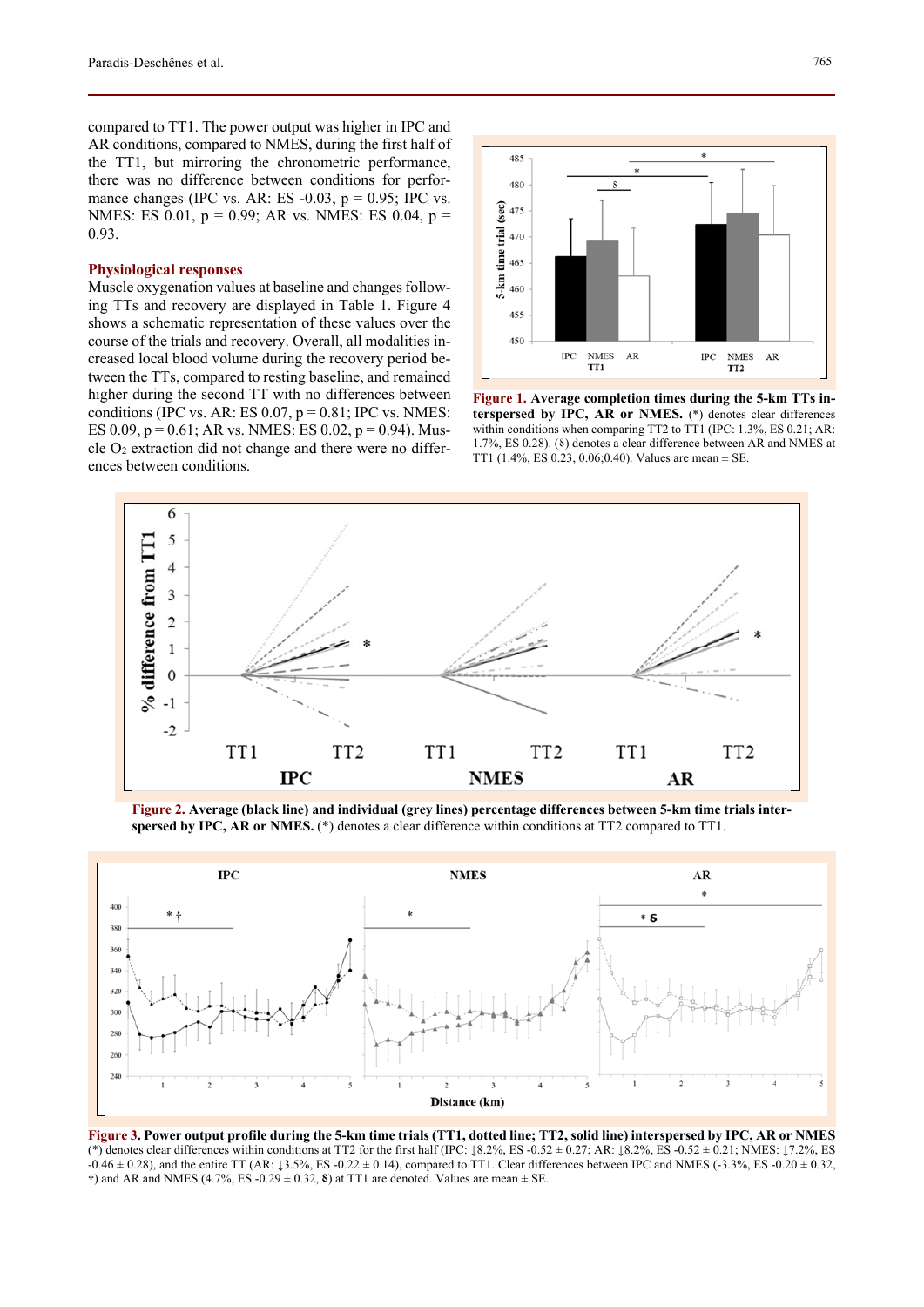compared to TT1. The power output was higher in IPC and AR conditions, compared to NMES, during the first half of the TT1, but mirroring the chronometric performance, there was no difference between conditions for performance changes (IPC vs. AR: ES -0.03, p = 0.95; IPC vs. NMES: ES 0.01, p = 0.99; AR vs. NMES: ES 0.04, p = 0.93.

## Physiological responses

Muscle oxygenation values at baseline and changes following TTs and recovery are displayed in Table 1. Figure 4 shows a schematic representation of these values over the course of the trials and recovery. Overall, all modalities increased local blood volume during the recovery period between the TTs, compared to resting baseline, and remained higher during the second TT with no differences between conditions (IPC vs. AR: ES 0.07, p = 0.81; IPC vs. NMES: ES 0.09, p = 0.61; AR vs. NMES: ES 0.02, p = 0.94). Muscle $O_2$ extraction did not change and there were no differences between conditions.

**Figure 1. Average completion times during the 5-km TTs interspersed by IPC, AR or NMES.** (*) denotes clear differences within conditions when comparing TT2 to TT1 (IPC: 1.3%, ES 0.21; AR: 1.7%, ES 0.28). (§) denotes a clear difference between AR and NMES at TT1 (1.4%, ES 0.23, 0.06;0.40). Values are mean ± SE.

**Figure 2. Average (black line) and individual (grey lines) percentage differences between 5-km time trials interspersed by IPC, AR or NMES.** (*) denotes a clear difference within conditions at TT2 compared to TT1.

**Figure 3. Power output profile during the 5-km time trials (TT1, dotted line; TT2, solid line) interspersed by IPC, AR or NMES** (*) denotes clear differences within conditions at TT2 for the first half (IPC: ↓8.2%, ES -0.52 ± 0.27; AR: ↓8.2%, ES -0.52 ± 0.21; NMES: ↓7.2%, ES -0.46 ± 0.28), and the entire TT (AR: ↓3.5%, ES -0.22 ± 0.14), compared to TT1. Clear differences between IPC and NMES (-3.3%, ES -0.20 ± 0.32, †) and AR and NMES (4.7%, ES -0.29 ± 0.32, §) at TT1 are denoted. Values are mean ± SE.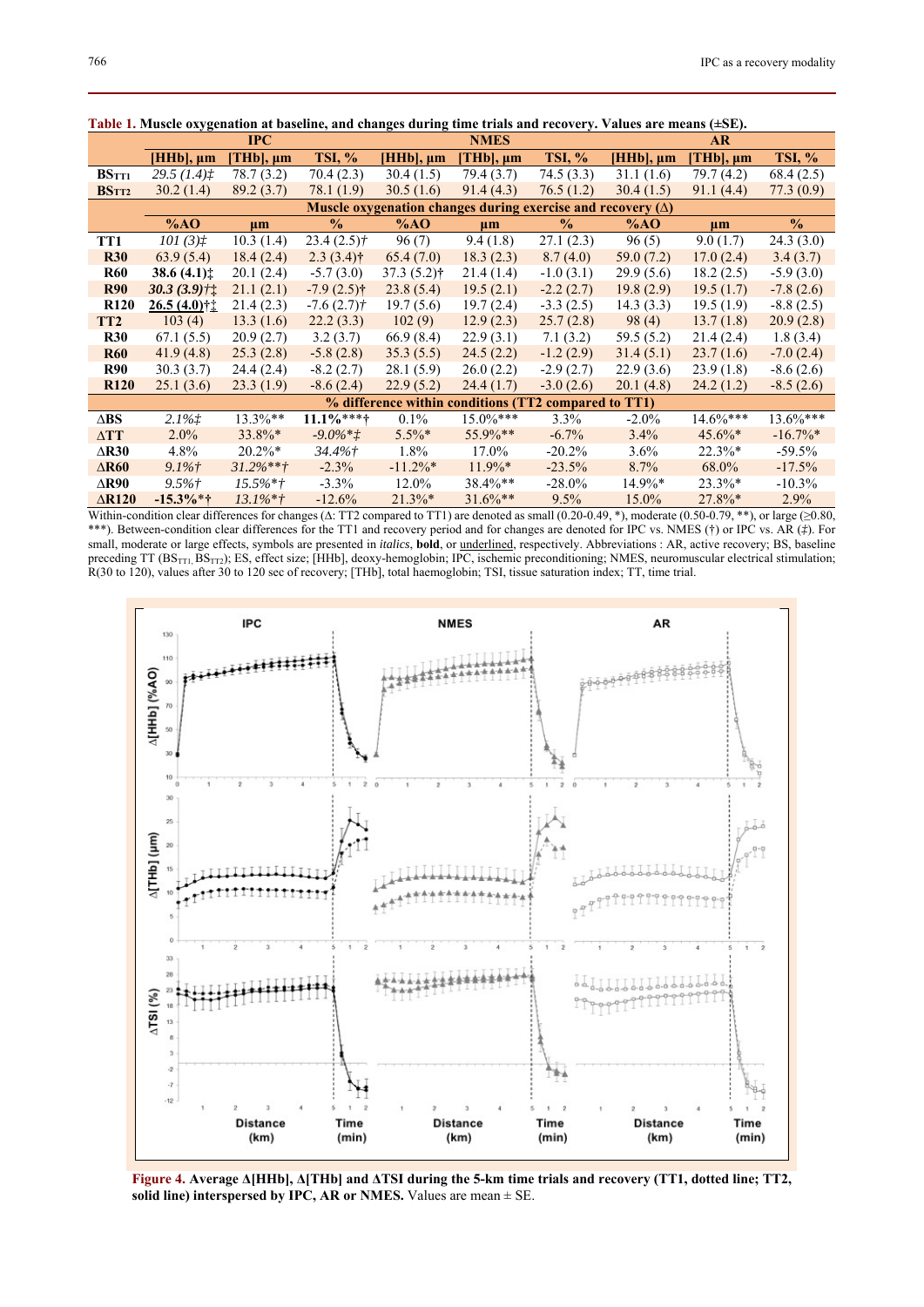**Table 1. Muscle oxygenation at baseline, and changes during time trials and recovery. Values are means (±SE).**

| | IPC | | | NMES | | | AR | | |
|---|---|---|---|---|---|---|---|---|---|
| | [HHb], µm | [THb], µm | TSI, % | [HHb], µm | [THb], µm | TSI, % | [HHb], µm | [THb], µm | TSI, % |
| $BS_{TT1}$ | *29.5 (1.4)‡* | 78.7 (3.2) | 70.4 (2.3) | 30.4 (1.5) | 79.4 (3.7) | 74.5 (3.3) | 31.1 (1.6) | 79.7 (4.2) | 68.4 (2.5) |
| $BS_{TT2}$ | 30.2 (1.4) | 89.2 (3.7) | 78.1 (1.9) | 30.5 (1.6) | 91.4 (4.3) | 76.5 (1.2) | 30.4 (1.5) | 91.1 (4.4) | 77.3 (0.9) |
| **Muscle oxygenation changes during exercise and recovery (Δ)** | | | | | | | | | |
| | %AO | µm | % | %AO | µm | % | %AO | µm | % |
| **TT1** | *101 (3)‡* | 10.3 (1.4) | 23.4 (2.5)† | 96 (7) | 9.4 (1.8) | 27.1 (2.3) | 96 (5) | 9.0 (1.7) | 24.3 (3.0) |
| **R30** | 63.9 (5.4) | 18.4 (2.4) | 2.3 (3.4)† | 65.4 (7.0) | 18.3 (2.3) | 8.7 (4.0) | 59.0 (7.2) | 17.0 (2.4) | 3.4 (3.7) |
| **R60** | **38.6 (4.1)‡** | 20.1 (2.4) | -5.7 (3.0) | 37.3 (5.2)† | 21.4 (1.4) | -1.0 (3.1) | 29.9 (5.6) | 18.2 (2.5) | -5.9 (3.0) |
| **R90** | ***30.3 (3.9)*†‡** | 21.1 (2.1) | -7.9 (2.5)† | 23.8 (5.4) | 19.5 (2.1) | -2.2 (2.7) | 19.8 (2.9) | 19.5 (1.7) | -7.8 (2.6) |
| **R120** | **<u>26.5 (4.0)</u>†‡** | 21.4 (2.3) | -7.6 (2.7)† | 19.7 (5.6) | 19.7 (2.4) | -3.3 (2.5) | 14.3 (3.3) | 19.5 (1.9) | -8.8 (2.5) |
| **TT2** | 103 (4) | 13.3 (1.6) | 22.2 (3.3) | 102 (9) | 12.9 (2.3) | 25.7 (2.8) | 98 (4) | 13.7 (1.8) | 20.9 (2.8) |
| **R30** | 67.1 (5.5) | 20.9 (2.7) | 3.2 (3.7) | 66.9 (8.4) | 22.9 (3.1) | 7.1 (3.2) | 59.5 (5.2) | 21.4 (2.4) | 1.8 (3.4) |
| **R60** | 41.9 (4.8) | 25.3 (2.8) | -5.8 (2.8) | 35.3 (5.5) | 24.5 (2.2) | -1.2 (2.9) | 31.4 (5.1) | 23.7 (1.6) | -7.0 (2.4) |
| **R90** | 30.3 (3.7) | 24.4 (2.4) | -8.2 (2.7) | 28.1 (5.9) | 26.0 (2.2) | -2.9 (2.7) | 22.9 (3.6) | 23.9 (1.8) | -8.6 (2.6) |
| **R120** | 25.1 (3.6) | 23.3 (1.9) | -8.6 (2.4) | 22.9 (5.2) | 24.4 (1.7) | -3.0 (2.6) | 20.1 (4.8) | 24.2 (1.2) | -8.5 (2.6) |
| **% difference within conditions (TT2 compared to TT1)** | | | | | | | | | |
| **ΔBS** | *2.1%‡* | 13.3%** | **11.1%***†** | 0.1% | 15.0%*** | 3.3% | -2.0% | 14.6%*** | 13.6%*** |
| **ΔTT** | 2.0% | 33.8%* | *-9.0%*‡* | 5.5%* | 55.9%** | -6.7% | 3.4% | 45.6%* | -16.7%* |
| **ΔR30** | 4.8% | 20.2%* | *34.4%†* | 1.8% | 17.0% | -20.2% | 3.6% | 22.3%* | -59.5% |
| **ΔR60** | *9.1%†* | *31.2%**†* | -2.3% | -11.2%* | 11.9%* | -23.5% | 8.7% | 68.0% | -17.5% |
| **ΔR90** | *9.5%†* | *15.5%*†* | -3.3% | 12.0% | 38.4%** | -28.0% | 14.9%* | 23.3%* | -10.3% |
| **ΔR120** | **-15.3%*†** | *13.1%*†* | -12.6% | 21.3%* | 31.6%** | 9.5% | 15.0% | 27.8%* | 2.9% |

Within-condition clear differences for changes (Δ: TT2 compared to TT1) are denoted as small (0.20-0.49, *), moderate (0.50-0.79, **), or large (≥0.80, ***). Between-condition clear differences for the TT1 and recovery period and for changes are denoted for IPC vs. NMES (†) or IPC vs. AR (‡). For small, moderate or large effects, symbols are presented in *italics*, **bold**, or <u>underlined</u>, respectively. Abbreviations : AR, active recovery; BS, baseline preceding TT ($BS_{TT1}$, $BS_{TT2}$); ES, effect size; [HHb], deoxy-hemoglobin; IPC, ischemic preconditioning; NMES, neuromuscular electrical stimulation; R(30 to 120), values after 30 to 120 sec of recovery; [THb], total haemoglobin; TSI, tissue saturation index; TT, time trial.

**Figure 4. Average Δ[HHb], Δ[THb] and ΔTSI during the 5-km time trials and recovery (TT1, dotted line; TT2, solid line) interspersed by IPC, AR or NMES.** Values are mean ± SE.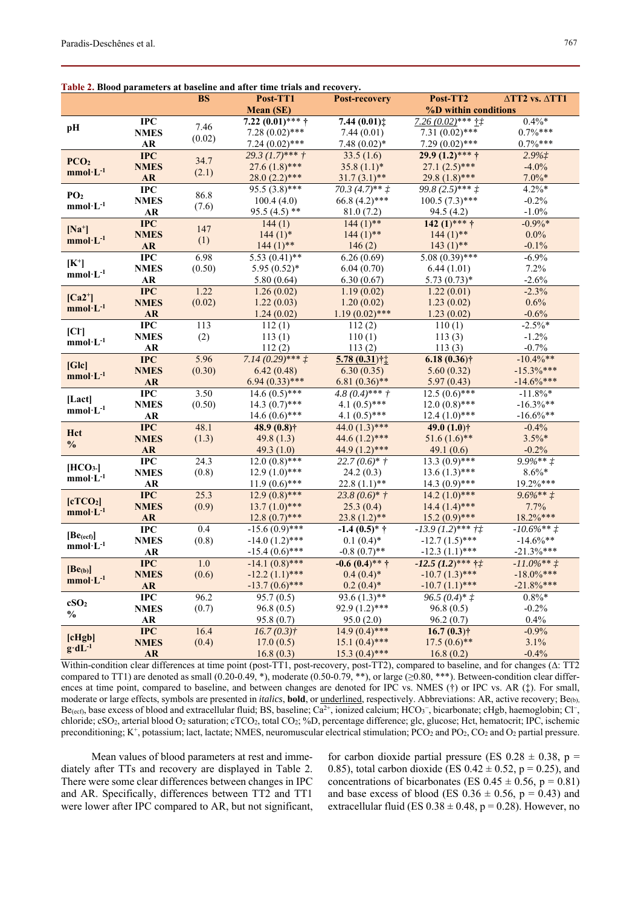**Table 2. Blood parameters at baseline and after time trials and recovery.**

| | | BS | Post-TT1 | Post-recovery | Post-TT2 | ΔTT2 vs. ΔTT1 |
|---|---|---|---|---|---|---|
| | | | Mean (SE) | | %D within conditions | |
| pH | IPC | 7.46 (0.02) | **7.22 (0.01)**\*\*\* † | **7.44 (0.01)**‡ | <u>*7.26 (0.02)*</u>\*\*\* †‡ | 0.4%\* |
| | NMES | | 7.28 (0.02)\*\*\* | 7.44 (0.01) | 7.31 (0.02)\*\*\* | 0.7%\*\*\* |
| | AR | | 7.24 (0.02)\*\*\* | 7.48 (0.02)\* | 7.29 (0.02)\*\*\* | 0.7%\*\*\* |
| $PCO_2$ mmol·L$^{-1}$ | IPC | 34.7 (2.1) | *29.3 (1.7)*\*\*\* † | 33.5 (1.6) | **29.9 (1.2)**\*\*\* † | *2.9%*‡ |
| | NMES | | 27.6 (1.8)\*\*\* | 35.8 (1.1)\* | 27.1 (2.5)\*\*\* | -4.0% |
| | AR | | 28.0 (2.2)\*\*\* | 31.7 (3.1)\*\* | 29.8 (1.8)\*\*\* | 7.0%\* |
| $PO_2$ mmol·L$^{-1}$ | IPC | 86.8 (7.6) | 95.5 (3.8)\*\*\* | *70.3 (4.7)*\*\* ‡ | *99.8 (2.5)*\*\*\* ‡ | 4.2%\* |
| | NMES | | 100.4 (4.0) | 66.8 (4.2)\*\*\* | 100.5 (7.3)\*\*\* | -0.2% |
| | AR | | 95.5 (4.5) \*\* | 81.0 (7.2) | 94.5 (4.2) | -1.0% |
| [Na$^+$] mmol·L$^{-1}$ | IPC | 147 (1) | 144 (1) | 144 (1)\*\* | **142 (1)**\*\*\* † | -0.9%\* |
| | NMES | | 144 (1)\* | 144 (1)\*\* | 144 (1)\*\* | 0.0% |
| | AR | | 144 (1)\*\* | 146 (2) | 143 (1)\*\* | -0.1% |
| [K$^+$] mmol·L$^{-1}$ | IPC | 6.98 (0.50) | 5.53 (0.41)\*\* | 6.26 (0.69) | 5.08 (0.39)\*\*\* | -6.9% |
| | NMES | | 5.95 (0.52)\* | 6.04 (0.70) | 6.44 (1.01) | 7.2% |
| | AR | | 5.80 (0.64) | 6.30 (0.67) | 5.73 (0.73)\* | -2.6% |
| [Ca2$^+$] mmol·L$^{-1}$ | IPC | 1.22 (0.02) | 1.26 (0.02) | 1.19 (0.02) | 1.22 (0.01) | -2.3% |
| | NMES | | 1.22 (0.03) | 1.20 (0.02) | 1.23 (0.02) | 0.6% |
| | AR | | 1.24 (0.02) | 1.19 (0.02)\*\*\* | 1.23 (0.02) | -0.6% |
| [Cl$^-$] mmol·L$^{-1}$ | IPC | 113 (2) | 112 (1) | 112 (2) | 110 (1) | -2.5%\* |
| | NMES | | 113 (1) | 110 (1) | 113 (3) | -1.2% |
| | AR | | 112 (2) | 113 (2) | 113 (3) | -0.7% |
| [Glc] mmol·L$^{-1}$ | IPC | 5.96 (0.30) | *7.14 (0.29)*\*\*\* ‡ | <u>**5.78 (0.31)**</u>†‡ | **6.18 (0.36)**† | -10.4%\*\* |
| | NMES | | 6.42 (0.48) | 6.30 (0.35) | 5.60 (0.32) | -15.3%\*\*\* |
| | AR | | 6.94 (0.33)\*\*\* | 6.81 (0.36)\*\* | 5.97 (0.43) | -14.6%\*\*\* |
| [Lact] mmol·L$^{-1}$ | IPC | 3.50 (0.50) | 14.6 (0.5)\*\*\* | *4.8 (0.4)*\*\*\* † | 12.5 (0.6)\*\*\* | -11.8%\* |
| | NMES | | 14.3 (0.7)\*\*\* | 4.1 (0.5)\*\*\* | 12.0 (0.8)\*\*\* | -16.3%\*\*\* |
| | AR | | 14.6 (0.6)\*\*\* | 4.1 (0.5)\*\*\* | 12.4 (1.0)\*\*\* | -16.6%\*\* |
| Hct % | IPC | 48.1 (1.3) | **48.9 (0.8)**† | 44.0 (1.3)\*\*\* | **49.0 (1.0)**† | -0.4% |
| | NMES | | 49.8 (1.3) | 44.6 (1.2)\*\*\* | 51.6 (1.6)\*\* | 3.5%\* |
| | AR | | 49.3 (1.0) | 44.9 (1.2)\*\*\* | 49.1 (0.6) | -0.2% |
| [$HCO_3^-$] mmol·L$^{-1}$ | IPC | 24.3 (0.8) | 12.0 (0.8)\*\*\* | *22.7 (0.6)*\* † | 13.3 (0.9)\*\*\* | *9.9%*\*\* ‡ |
| | NMES | | 12.9 (1.0)\*\*\* | 24.2 (0.3) | 13.6 (1.3)\*\*\* | 8.6%\* |
| | AR | | 11.9 (0.6)\*\*\* | 22.8 (1.1)\*\* | 14.3 (0.9)\*\*\* | 19.2%\*\*\* |
| [$cTCO_2$] mmol·L$^{-1}$ | IPC | 25.3 (0.9) | 12.9 (0.8)\*\*\* | *23.8 (0.6)*\* † | 14.2 (1.0)\*\*\* | *9.6%*\*\* ‡ |
| | NMES | | 13.7 (1.0)\*\*\* | 25.3 (0.4) | 14.4 (1.4)\*\*\* | 7.7% |
| | AR | | 12.8 (0.7)\*\*\* | 23.8 (1.2)\*\* | 15.2 (0.9)\*\*\* | 18.2%\*\*\* |
| [$Be_{(ecf)}$] mmol·L$^{-1}$ | IPC | 0.4 (0.8) | -15.6 (0.9)\*\*\* | **-1.4 (0.5)**\* † | *-13.9 (1.2)*\*\*\* †‡ | *-10.6%*\*\* ‡ |
| | NMES | | -14.0 (1.2)\*\*\* | 0.1 (0.4)\* | -12.7 (1.5)\*\*\* | -14.6%\*\* |
| | AR | | -15.4 (0.6)\*\*\* | -0.8 (0.7)\*\* | -12.3 (1.1)\*\*\* | -21.3%\*\*\* |
| [$Be_{(b)}$] mmol·L$^{-1}$ | IPC | 1.0 (0.6) | -14.1 (0.8)\*\*\* | **-0.6 (0.4)**\*\* † | ***-12.5 (1.2)***\*\*\* †‡ | *-11.0%*\*\* ‡ |
| | NMES | | -12.2 (1.1)\*\*\* | 0.4 (0.4)\* | -10.7 (1.3)\*\*\* | -18.0%\*\*\* |
| | AR | | -13.7 (0.6)\*\*\* | 0.2 (0.4)\* | -10.7 (1.1)\*\*\* | -21.8%\*\*\* |
| $cSO_2$ % | IPC | 96.2 (0.7) | 95.7 (0.5) | 93.6 (1.3)\*\* | *96.5 (0.4)*\* ‡ | 0.8%\* |
| | NMES | | 96.8 (0.5) | 92.9 (1.2)\*\*\* | 96.8 (0.5) | -0.2% |
| | AR | | 95.8 (0.7) | 95.0 (2.0) | 96.2 (0.7) | 0.4% |
| [cHgb] g·dL$^{-1}$ | IPC | 16.4 (0.4) | *16.7 (0.3)*† | 14.9 (0.4)\*\*\* | **16.7 (0.3)**† | -0.9% |
| | NMES | | 17.0 (0.5) | 15.1 (0.4)\*\*\* | 17.5 (0.6)\*\* | 3.1% |
| | AR | | 16.8 (0.3) | 15.3 (0.4)\*\*\* | 16.8 (0.2) | -0.4% |

Within-condition clear differences at time point (post-TT1, post-recovery, post-TT2), compared to baseline, and for changes (Δ: TT2 compared to TT1) are denoted as small (0.20-0.49, \*), moderate (0.50-0.79, \*\*), or large (≥0.80, \*\*\*). Between-condition clear differences at time point, compared to baseline, and between changes are denoted for IPC vs. NMES (†) or IPC vs. AR (‡). For small, moderate or large effects, symbols are presented in *italics*, **bold**, or <u>underlined</u>, respectively. Abbreviations: AR, active recovery; $Be_{(b)}$, $Be_{(ecf)}$, base excess of blood and extracellular fluid; BS, baseline; $Ca^{2+}$, ionized calcium; $HCO_3^-$, bicarbonate; cHgb, haemoglobin; $Cl^-$, chloride; $cSO_2$, arterial blood $O_2$ saturation; $cTCO_2$, total $CO_2$; %D, percentage difference; glc, glucose; Hct, hematocrit; IPC, ischemic preconditioning; $K^+$, potassium; lact, lactate; NMES, neuromuscular electrical stimulation; $PCO_2$ and $PO_2$, $CO_2$ and $O_2$ partial pressure.

Mean values of blood parameters at rest and immediately after TTs and recovery are displayed in Table 2. There were some clear differences between changes in IPC and AR. Specifically, differences between TT2 and TT1 were lower after IPC compared to AR, but not significant, for carbon dioxide partial pressure (ES 0.28 ± 0.38, p = 0.85), total carbon dioxide (ES 0.42 ± 0.52, p = 0.25), and concentrations of bicarbonates (ES 0.45 ± 0.56, p = 0.81) and base excess of blood (ES 0.36 ± 0.56, p = 0.43) and extracellular fluid (ES 0.38 ± 0.48, p = 0.28). However, no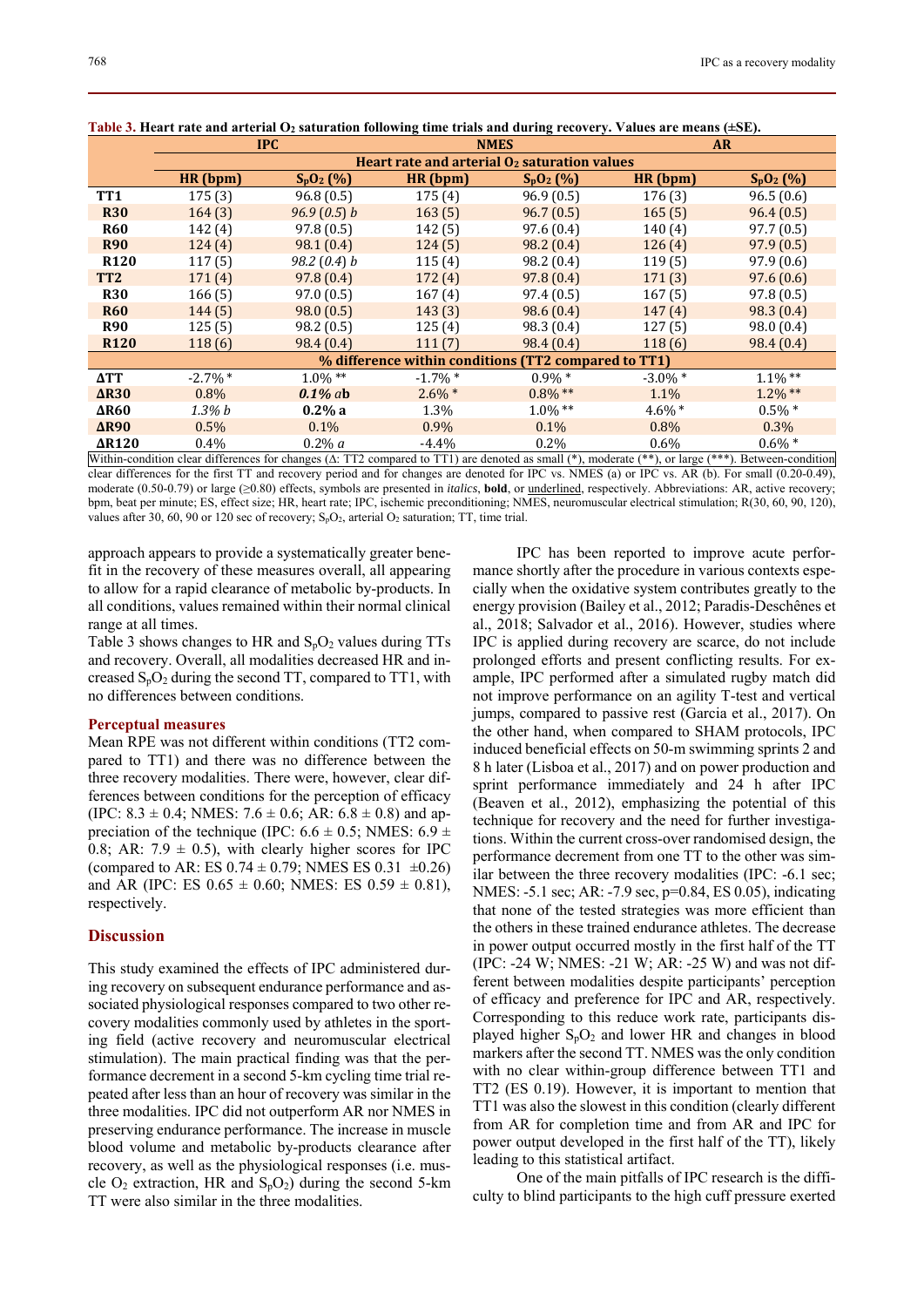**Table 3. Heart rate and arterial $O_2$ saturation following time trials and during recovery. Values are means (±SE).**

| | IPC | | NMES | | AR | |
|---|---|---|---|---|---|---|
| | **Heart rate and arterial $O_2$ saturation values** | | | | | |
| | **HR (bpm)** | **$S_pO_2$ (%)** | **HR (bpm)** | **$S_pO_2$ (%)** | **HR (bpm)** | **$S_pO_2$ (%)** |
| **TT1** | 175 (3) | 96.8 (0.5) | 175 (4) | 96.9 (0.5) | 176 (3) | 96.5 (0.6) |
| **R30** | 164 (3) | *96.9 (0.5) b* | 163 (5) | 96.7 (0.5) | 165 (5) | 96.4 (0.5) |
| **R60** | 142 (4) | 97.8 (0.5) | 142 (5) | 97.6 (0.4) | 140 (4) | 97.7 (0.5) |
| **R90** | 124 (4) | 98.1 (0.4) | 124 (5) | 98.2 (0.4) | 126 (4) | 97.9 (0.5) |
| **R120** | 117 (5) | *98.2 (0.4) b* | 115 (4) | 98.2 (0.4) | 119 (5) | 97.9 (0.6) |
| **TT2** | 171 (4) | 97.8 (0.4) | 172 (4) | 97.8 (0.4) | 171 (3) | 97.6 (0.6) |
| **R30** | 166 (5) | 97.0 (0.5) | 167 (4) | 97.4 (0.5) | 167 (5) | 97.8 (0.5) |
| **R60** | 144 (5) | 98.0 (0.5) | 143 (3) | 98.6 (0.4) | 147 (4) | 98.3 (0.4) |
| **R90** | 125 (5) | 98.2 (0.5) | 125 (4) | 98.3 (0.4) | 127 (5) | 98.0 (0.4) |
| **R120** | 118 (6) | 98.4 (0.4) | 111 (7) | 98.4 (0.4) | 118 (6) | 98.4 (0.4) |
| | **% difference within conditions (TT2 compared to TT1)** | | | | | |
| **ΔTT** | -2.7% * | 1.0% ** | -1.7% * | 0.9% * | -3.0% * | 1.1% ** |
| **ΔR30** | 0.8% | ***0.1% a*b** | 2.6% * | 0.8% ** | 1.1% | 1.2% ** |
| **ΔR60** | *1.3% b* | **0.2% a** | 1.3% | 1.0% ** | 4.6% * | 0.5% * |
| **ΔR90** | 0.5% | 0.1% | 0.9% | 0.1% | 0.8% | 0.3% |
| **ΔR120** | 0.4% | 0.2% *a* | -4.4% | 0.2% | 0.6% | 0.6% * |

Within-condition clear differences for changes (Δ: TT2 compared to TT1) are denoted as small (*), moderate (**), or large (***). Between-condition clear differences for the first TT and recovery period and for changes are denoted for IPC vs. NMES (a) or IPC vs. AR (b). For small (0.20-0.49), moderate (0.50-0.79) or large (≥0.80) effects, symbols are presented in *italics*, **bold**, or underlined, respectively. Abbreviations: AR, active recovery; bpm, beat per minute; ES, effect size; HR, heart rate; IPC, ischemic preconditioning; NMES, neuromuscular electrical stimulation; R(30, 60, 90, 120), values after 30, 60, 90 or 120 sec of recovery; $S_pO_2$, arterial $O_2$ saturation; TT, time trial.

approach appears to provide a systematically greater benefit in the recovery of these measures overall, all appearing to allow for a rapid clearance of metabolic by-products. In all conditions, values remained within their normal clinical range at all times.

Table 3 shows changes to HR and $S_pO_2$ values during TTs and recovery. Overall, all modalities decreased HR and increased $S_pO_2$ during the second TT, compared to TT1, with no differences between conditions.

### Perceptual measures

Mean RPE was not different within conditions (TT2 compared to TT1) and there was no difference between the three recovery modalities. There were, however, clear differences between conditions for the perception of efficacy (IPC: 8.3 ± 0.4; NMES: 7.6 ± 0.6; AR: 6.8 ± 0.8) and appreciation of the technique (IPC: 6.6 ± 0.5; NMES: 6.9 ± 0.8; AR: 7.9 ± 0.5), with clearly higher scores for IPC (compared to AR: ES 0.74 ± 0.79; NMES ES 0.31 ±0.26) and AR (IPC: ES 0.65 ± 0.60; NMES: ES 0.59 ± 0.81), respectively.

## Discussion

This study examined the effects of IPC administered during recovery on subsequent endurance performance and associated physiological responses compared to two other recovery modalities commonly used by athletes in the sporting field (active recovery and neuromuscular electrical stimulation). The main practical finding was that the performance decrement in a second 5-km cycling time trial repeated after less than an hour of recovery was similar in the three modalities. IPC did not outperform AR nor NMES in preserving endurance performance. The increase in muscle blood volume and metabolic by-products clearance after recovery, as well as the physiological responses (i.e. muscle $O_2$ extraction, HR and $S_pO_2$) during the second 5-km TT were also similar in the three modalities.

IPC has been reported to improve acute performance shortly after the procedure in various contexts especially when the oxidative system contributes greatly to the energy provision (Bailey et al., 2012; Paradis-Deschênes et al., 2018; Salvador et al., 2016). However, studies where IPC is applied during recovery are scarce, do not include prolonged efforts and present conflicting results. For example, IPC performed after a simulated rugby match did not improve performance on an agility T-test and vertical jumps, compared to passive rest (Garcia et al., 2017). On the other hand, when compared to SHAM protocols, IPC induced beneficial effects on 50-m swimming sprints 2 and 8 h later (Lisboa et al., 2017) and on power production and sprint performance immediately and 24 h after IPC (Beaven et al., 2012), emphasizing the potential of this technique for recovery and the need for further investigations. Within the current cross-over randomised design, the performance decrement from one TT to the other was similar between the three recovery modalities (IPC: -6.1 sec; NMES: -5.1 sec; AR: -7.9 sec, p=0.84, ES 0.05), indicating that none of the tested strategies was more efficient than the others in these trained endurance athletes. The decrease in power output occurred mostly in the first half of the TT (IPC: -24 W; NMES: -21 W; AR: -25 W) and was not different between modalities despite participants' perception of efficacy and preference for IPC and AR, respectively. Corresponding to this reduce work rate, participants displayed higher $S_pO_2$ and lower HR and changes in blood markers after the second TT. NMES was the only condition with no clear within-group difference between TT1 and TT2 (ES 0.19). However, it is important to mention that TT1 was also the slowest in this condition (clearly different from AR for completion time and from AR and IPC for power output developed in the first half of the TT), likely leading to this statistical artifact.

One of the main pitfalls of IPC research is the difficulty to blind participants to the high cuff pressure exerted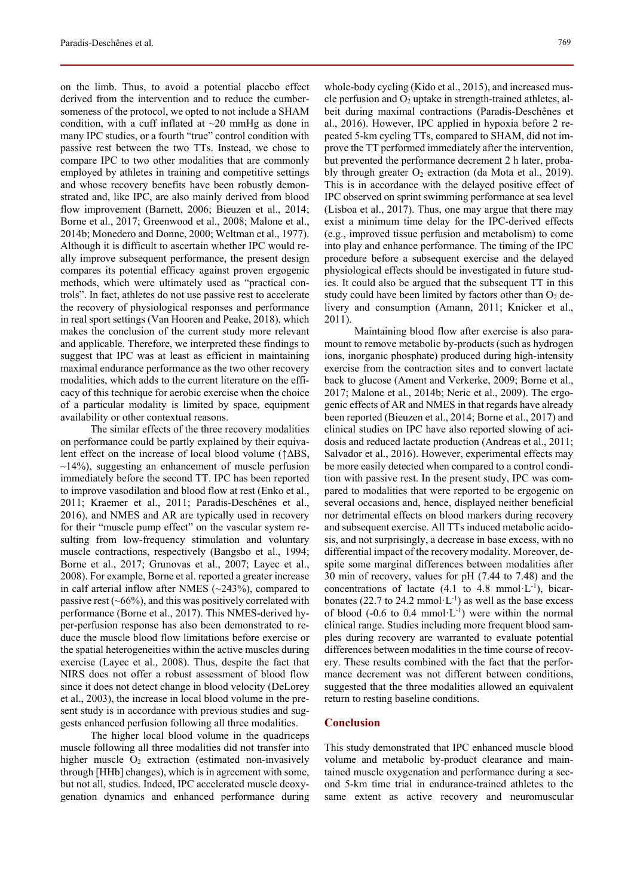on the limb. Thus, to avoid a potential placebo effect derived from the intervention and to reduce the cumbersomeness of the protocol, we opted to not include a SHAM condition, with a cuff inflated at ~20 mmHg as done in many IPC studies, or a fourth "true" control condition with passive rest between the two TTs. Instead, we chose to compare IPC to two other modalities that are commonly employed by athletes in training and competitive settings and whose recovery benefits have been robustly demonstrated and, like IPC, are also mainly derived from blood flow improvement (Barnett, 2006; Bieuzen et al., 2014; Borne et al., 2017; Greenwood et al., 2008; Malone et al., 2014b; Monedero and Donne, 2000; Weltman et al., 1977). Although it is difficult to ascertain whether IPC would really improve subsequent performance, the present design compares its potential efficacy against proven ergogenic methods, which were ultimately used as "practical controls". In fact, athletes do not use passive rest to accelerate the recovery of physiological responses and performance in real sport settings (Van Hooren and Peake, 2018), which makes the conclusion of the current study more relevant and applicable. Therefore, we interpreted these findings to suggest that IPC was at least as efficient in maintaining maximal endurance performance as the two other recovery modalities, which adds to the current literature on the efficacy of this technique for aerobic exercise when the choice of a particular modality is limited by space, equipment availability or other contextual reasons.

The similar effects of the three recovery modalities on performance could be partly explained by their equivalent effect on the increase of local blood volume (↑ΔBS, ~14%), suggesting an enhancement of muscle perfusion immediately before the second TT. IPC has been reported to improve vasodilation and blood flow at rest (Enko et al., 2011; Kraemer et al., 2011; Paradis-Deschênes et al., 2016), and NMES and AR are typically used in recovery for their "muscle pump effect" on the vascular system resulting from low-frequency stimulation and voluntary muscle contractions, respectively (Bangsbo et al., 1994; Borne et al., 2017; Grunovas et al., 2007; Layec et al., 2008). For example, Borne et al. reported a greater increase in calf arterial inflow after NMES (~243%), compared to passive rest (~66%), and this was positively correlated with performance (Borne et al., 2017). This NMES-derived hyper-perfusion response has also been demonstrated to reduce the muscle blood flow limitations before exercise or the spatial heterogeneities within the active muscles during exercise (Layec et al., 2008). Thus, despite the fact that NIRS does not offer a robust assessment of blood flow since it does not detect change in blood velocity (DeLorey et al., 2003), the increase in local blood volume in the present study is in accordance with previous studies and suggests enhanced perfusion following all three modalities.

The higher local blood volume in the quadriceps muscle following all three modalities did not transfer into higher muscle $O_2$ extraction (estimated non-invasively through [HHb] changes), which is in agreement with some, but not all, studies. Indeed, IPC accelerated muscle deoxygenation dynamics and enhanced performance during whole-body cycling (Kido et al., 2015), and increased muscle perfusion and $O_2$ uptake in strength-trained athletes, albeit during maximal contractions (Paradis-Deschênes et al., 2016). However, IPC applied in hypoxia before 2 repeated 5-km cycling TTs, compared to SHAM, did not improve the TT performed immediately after the intervention, but prevented the performance decrement 2 h later, probably through greater $O_2$ extraction (da Mota et al., 2019). This is in accordance with the delayed positive effect of IPC observed on sprint swimming performance at sea level (Lisboa et al., 2017). Thus, one may argue that there may exist a minimum time delay for the IPC-derived effects (e.g., improved tissue perfusion and metabolism) to come into play and enhance performance. The timing of the IPC procedure before a subsequent exercise and the delayed physiological effects should be investigated in future studies. It could also be argued that the subsequent TT in this study could have been limited by factors other than $O_2$ delivery and consumption (Amann, 2011; Knicker et al., 2011).

Maintaining blood flow after exercise is also paramount to remove metabolic by-products (such as hydrogen ions, inorganic phosphate) produced during high-intensity exercise from the contraction sites and to convert lactate back to glucose (Ament and Verkerke, 2009; Borne et al., 2017; Malone et al., 2014b; Neric et al., 2009). The ergogenic effects of AR and NMES in that regards have already been reported (Bieuzen et al., 2014; Borne et al., 2017) and clinical studies on IPC have also reported slowing of acidosis and reduced lactate production (Andreas et al., 2011; Salvador et al., 2016). However, experimental effects may be more easily detected when compared to a control condition with passive rest. In the present study, IPC was compared to modalities that were reported to be ergogenic on several occasions and, hence, displayed neither beneficial nor detrimental effects on blood markers during recovery and subsequent exercise. All TTs induced metabolic acidosis, and not surprisingly, a decrease in base excess, with no differential impact of the recovery modality. Moreover, despite some marginal differences between modalities after 30 min of recovery, values for pH (7.44 to 7.48) and the concentrations of lactate (4.1 to 4.8 $mmol \cdot L^{-1}$), bicarbonates (22.7 to 24.2 $mmol \cdot L^{-1}$) as well as the base excess of blood (-0.6 to 0.4 $mmol \cdot L^{-1}$) were within the normal clinical range. Studies including more frequent blood samples during recovery are warranted to evaluate potential differences between modalities in the time course of recovery. These results combined with the fact that the performance decrement was not different between conditions, suggested that the three modalities allowed an equivalent return to resting baseline conditions.

## Conclusion

This study demonstrated that IPC enhanced muscle blood volume and metabolic by-product clearance and maintained muscle oxygenation and performance during a second 5-km time trial in endurance-trained athletes to the same extent as active recovery and neuromuscular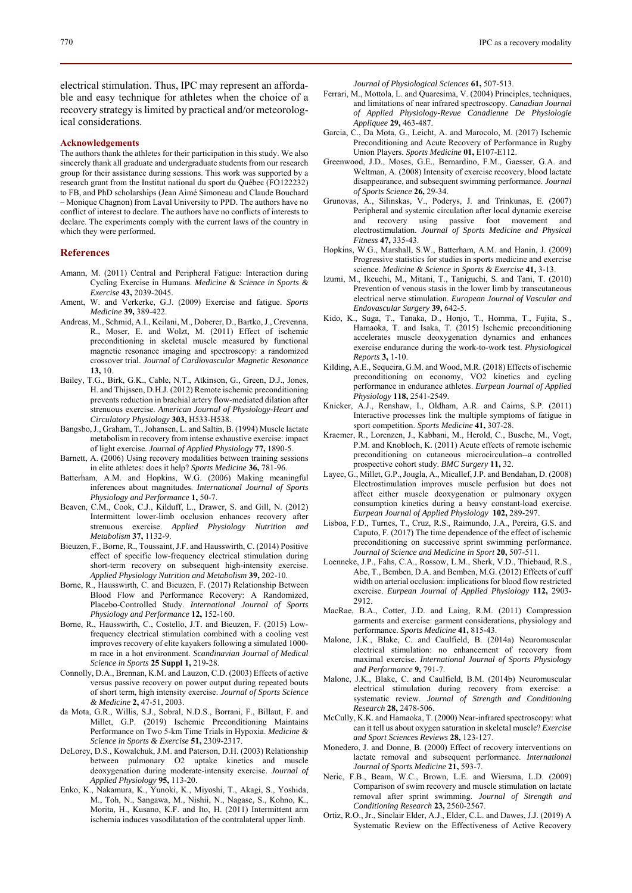electrical stimulation. Thus, IPC may represent an affordable and easy technique for athletes when the choice of a recovery strategy is limited by practical and/or meteorological considerations.

## Acknowledgements

The authors thank the athletes for their participation in this study. We also sincerely thank all graduate and undergraduate students from our research group for their assistance during sessions. This work was supported by a research grant from the Institut national du sport du Québec (FO122232) to FB, and PhD scholarships (Jean Aimé Simoneau and Claude Bouchard – Monique Chagnon) from Laval University to PPD. The authors have no conflict of interest to declare. The authors have no conflicts of interests to declare. The experiments comply with the current laws of the country in which they were performed.

## References

Amann, M. (2011) Central and Peripheral Fatigue: Interaction during Cycling Exercise in Humans. *Medicine & Science in Sports & Exercise* **43,** 2039-2045.

Ament, W. and Verkerke, G.J. (2009) Exercise and fatigue. *Sports Medicine* **39,** 389-422.

Andreas, M., Schmid, A.I., Keilani, M., Doberer, D., Bartko, J., Crevenna, R., Moser, E. and Wolzt, M. (2011) Effect of ischemic preconditioning in skeletal muscle measured by functional magnetic resonance imaging and spectroscopy: a randomized crossover trial. *Journal of Cardiovascular Magnetic Resonance* **13,** 10.

Bailey, T.G., Birk, G.K., Cable, N.T., Atkinson, G., Green, D.J., Jones, H. and Thijssen, D.H.J. (2012) Remote ischemic preconditioning prevents reduction in brachial artery flow-mediated dilation after strenuous exercise. *American Journal of Physiology-Heart and Circulatory Physiology* **303,** H533-H538.

Bangsbo, J., Graham, T., Johansen, L. and Saltin, B. (1994) Muscle lactate metabolism in recovery from intense exhaustive exercise: impact of light exercise. *Journal of Applied Physiology* **77,** 1890-5.

Barnett, A. (2006) Using recovery modalities between training sessions in elite athletes: does it help? *Sports Medicine* **36,** 781-96.

Batterham, A.M. and Hopkins, W.G. (2006) Making meaningful inferences about magnitudes. *International Journal of Sports Physiology and Performance* **1,** 50-7.

Beaven, C.M., Cook, C.J., Kilduff, L., Drawer, S. and Gill, N. (2012) Intermittent lower-limb occlusion enhances recovery after strenuous exercise. *Applied Physiology Nutrition and Metabolism* **37,** 1132-9.

Bieuzen, F., Borne, R., Toussaint, J.F. and Hausswirth, C. (2014) Positive effect of specific low-frequency electrical stimulation during short-term recovery on subsequent high-intensity exercise. *Applied Physiology Nutrition and Metabolism* **39,** 202-10.

Borne, R., Hausswirth, C. and Bieuzen, F. (2017) Relationship Between Blood Flow and Performance Recovery: A Randomized, Placebo-Controlled Study. *International Journal of Sports Physiology and Performance* **12,** 152-160.

Borne, R., Hausswirth, C., Costello, J.T. and Bieuzen, F. (2015) Low-frequency electrical stimulation combined with a cooling vest improves recovery of elite kayakers following a simulated 1000-m race in a hot environment. *Scandinavian Journal of Medical Science in Sports* **25 Suppl 1,** 219-28.

Connolly, D.A., Brennan, K.M. and Lauzon, C.D. (2003) Effects of active versus passive recovery on power output during repeated bouts of short term, high intensity exercise. *Journal of Sports Science & Medicine* **2,** 47-51, 2003.

da Mota, G.R., Willis, S.J., Sobral, N.D.S., Borrani, F., Billaut, F. and Millet, G.P. (2019) Ischemic Preconditioning Maintains Performance on Two 5-km Time Trials in Hypoxia. *Medicine & Science in Sports & Exercise* **51,** 2309-2317.

DeLorey, D.S., Kowalchuk, J.M. and Paterson, D.H. (2003) Relationship between pulmonary O2 uptake kinetics and muscle deoxygenation during moderate-intensity exercise. *Journal of Applied Physiology* **95,** 113-20.

Enko, K., Nakamura, K., Yunoki, K., Miyoshi, T., Akagi, S., Yoshida, M., Toh, N., Sangawa, M., Nishii, N., Nagase, S., Kohno, K., Morita, H., Kusano, K.F. and Ito, H. (2011) Intermittent arm ischemia induces vasodilatation of the contralateral upper limb. *Journal of Physiological Sciences* **61,** 507-513.

Ferrari, M., Mottola, L. and Quaresima, V. (2004) Principles, techniques, and limitations of near infrared spectroscopy. *Canadian Journal of Applied Physiology-Revue Canadienne De Physiologie Appliquee* **29,** 463-487.

Garcia, C., Da Mota, G., Leicht, A. and Marocolo, M. (2017) Ischemic Preconditioning and Acute Recovery of Performance in Rugby Union Players. *Sports Medicine* **01,** E107-E112.

Greenwood, J.D., Moses, G.E., Bernardino, F.M., Gaesser, G.A. and Weltman, A. (2008) Intensity of exercise recovery, blood lactate disappearance, and subsequent swimming performance. *Journal of Sports Science* **26,** 29-34.

Grunovas, A., Silinskas, V., Poderys, J. and Trinkunas, E. (2007) Peripheral and systemic circulation after local dynamic exercise and recovery using passive foot movement and electrostimulation. *Journal of Sports Medicine and Physical Fitness* **47,** 335-43.

Hopkins, W.G., Marshall, S.W., Batterham, A.M. and Hanin, J. (2009) Progressive statistics for studies in sports medicine and exercise science. *Medicine & Science in Sports & Exercise* **41,** 3-13.

Izumi, M., Ikeuchi, M., Mitani, T., Taniguchi, S. and Tani, T. (2010) Prevention of venous stasis in the lower limb by transcutaneous electrical nerve stimulation. *European Journal of Vascular and Endovascular Surgery* **39,** 642-5.

Kido, K., Suga, T., Tanaka, D., Honjo, T., Homma, T., Fujita, S., Hamaoka, T. and Isaka, T. (2015) Ischemic preconditioning accelerates muscle deoxygenation dynamics and enhances exercise endurance during the work-to-work test. *Physiological Reports* **3,** 1-10.

Kilding, A.E., Sequeira, G.M. and Wood, M.R. (2018) Effects of ischemic preconditioning on economy, VO2 kinetics and cycling performance in endurance athletes. *Eurpean Journal of Applied Physiology* **118,** 2541-2549.

Knicker, A.J., Renshaw, I., Oldham, A.R. and Cairns, S.P. (2011) Interactive processes link the multiple symptoms of fatigue in sport competition. *Sports Medicine* **41,** 307-28.

Kraemer, R., Lorenzen, J., Kabbani, M., Herold, C., Busche, M., Vogt, P.M. and Knobloch, K. (2011) Acute effects of remote ischemic preconditioning on cutaneous microcirculation--a controlled prospective cohort study. *BMC Surgery* **11,** 32.

Layec, G., Millet, G.P., Jougla, A., Micallef, J.P. and Bendahan, D. (2008) Electrostimulation improves muscle perfusion but does not affect either muscle deoxygenation or pulmonary oxygen consumption kinetics during a heavy constant-load exercise. *Eurpean Journal of Applied Physiology* **102,** 289-297.

Lisboa, F.D., Turnes, T., Cruz, R.S., Raimundo, J.A., Pereira, G.S. and Caputo, F. (2017) The time dependence of the effect of ischemic preconditioning on successive sprint swimming performance. *Journal of Science and Medicine in Sport* **20,** 507-511.

Loenneke, J.P., Fahs, C.A., Rossow, L.M., Sherk, V.D., Thiebaud, R.S., Abe, T., Bemben, D.A. and Bemben, M.G. (2012) Effects of cuff width on arterial occlusion: implications for blood flow restricted exercise. *Eurpean Journal of Applied Physiology* **112,** 2903-2912.

MacRae, B.A., Cotter, J.D. and Laing, R.M. (2011) Compression garments and exercise: garment considerations, physiology and performance. *Sports Medicine* **41,** 815-43.

Malone, J.K., Blake, C. and Caulfield, B. (2014a) Neuromuscular electrical stimulation: no enhancement of recovery from maximal exercise. *International Journal of Sports Physiology and Performance* **9,** 791-7.

Malone, J.K., Blake, C. and Caulfield, B.M. (2014b) Neuromuscular electrical stimulation during recovery from exercise: a systematic review. *Journal of Strength and Conditioning Research* **28,** 2478-506.

McCully, K.K. and Hamaoka, T. (2000) Near-infrared spectroscopy: what can it tell us about oxygen saturation in skeletal muscle? *Exercise and Sport Sciences Reviews* **28,** 123-127.

Monedero, J. and Donne, B. (2000) Effect of recovery interventions on lactate removal and subsequent performance. *International Journal of Sports Medicine* **21,** 593-7.

Neric, F.B., Beam, W.C., Brown, L.E. and Wiersma, L.D. (2009) Comparison of swim recovery and muscle stimulation on lactate removal after sprint swimming. *Journal of Strength and Conditioning Research* **23,** 2560-2567.

Ortiz, R.O., Jr., Sinclair Elder, A.J., Elder, C.L. and Dawes, J.J. (2019) A Systematic Review on the Effectiveness of Active Recovery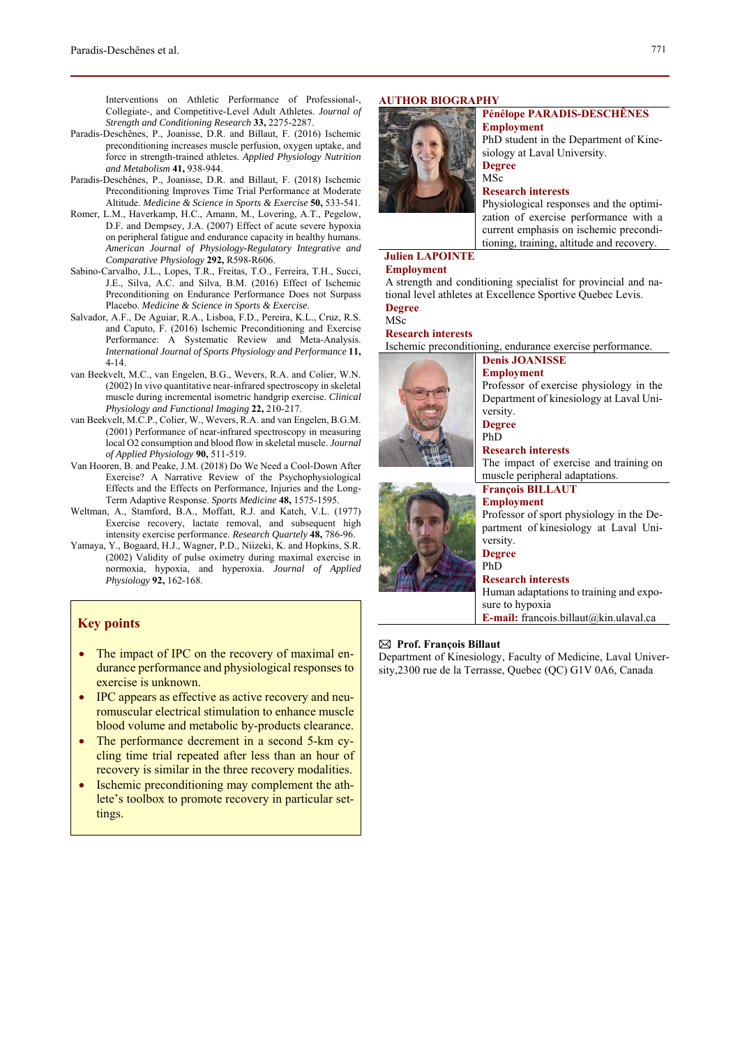Interventions on Athletic Performance of Professional-, Collegiate-, and Competitive-Level Adult Athletes. *Journal of Strength and Conditioning Research* **33,** 2275-2287.

Paradis-Deschênes, P., Joanisse, D.R. and Billaut, F. (2016) Ischemic preconditioning increases muscle perfusion, oxygen uptake, and force in strength-trained athletes. *Applied Physiology Nutrition and Metabolism* **41,** 938-944.

Paradis-Deschênes, P., Joanisse, D.R. and Billaut, F. (2018) Ischemic Preconditioning Improves Time Trial Performance at Moderate Altitude. *Medicine & Science in Sports & Exercise* **50,** 533-541.

Romer, L.M., Haverkamp, H.C., Amann, M., Lovering, A.T., Pegelow, D.F. and Dempsey, J.A. (2007) Effect of acute severe hypoxia on peripheral fatigue and endurance capacity in healthy humans. *American Journal of Physiology-Regulatory Integrative and Comparative Physiology* **292,** R598-R606.

Sabino-Carvalho, J.L., Lopes, T.R., Freitas, T.O., Ferreira, T.H., Succi, J.E., Silva, A.C. and Silva, B.M. (2016) Effect of Ischemic Preconditioning on Endurance Performance Does not Surpass Placebo. *Medicine & Science in Sports & Exercise*.

Salvador, A.F., De Aguiar, R.A., Lisboa, F.D., Pereira, K.L., Cruz, R.S. and Caputo, F. (2016) Ischemic Preconditioning and Exercise Performance: A Systematic Review and Meta-Analysis. *International Journal of Sports Physiology and Performance* **11,** 4-14.

van Beekvelt, M.C., van Engelen, B.G., Wevers, R.A. and Colier, W.N. (2002) In vivo quantitative near-infrared spectroscopy in skeletal muscle during incremental isometric handgrip exercise. *Clinical Physiology and Functional Imaging* **22,** 210-217.

van Beekvelt, M.C.P., Colier, W., Wevers, R.A. and van Engelen, B.G.M. (2001) Performance of near-infrared spectroscopy in measuring local O2 consumption and blood flow in skeletal muscle. *Journal of Applied Physiology* **90,** 511-519.

Van Hooren, B. and Peake, J.M. (2018) Do We Need a Cool-Down After Exercise? A Narrative Review of the Psychophysiological Effects and the Effects on Performance, Injuries and the Long-Term Adaptive Response. *Sports Medicine* **48,** 1575-1595.

Weltman, A., Stamford, B.A., Moffatt, R.J. and Katch, V.L. (1977) Exercise recovery, lactate removal, and subsequent high intensity exercise performance. *Research Quartely* **48,** 786-96.

Yamaya, Y., Bogaard, H.J., Wagner, P.D., Niizeki, K. and Hopkins, S.R. (2002) Validity of pulse oximetry during maximal exercise in normoxia, hypoxia, and hyperoxia. *Journal of Applied Physiology* **92,** 162-168.

## Key points

- The impact of IPC on the recovery of maximal endurance performance and physiological responses to exercise is unknown.
- IPC appears as effective as active recovery and neuromuscular electrical stimulation to enhance muscle blood volume and metabolic by-products clearance.
- The performance decrement in a second 5-km cycling time trial repeated after less than an hour of recovery is similar in the three recovery modalities.
- Ischemic preconditioning may complement the athlete's toolbox to promote recovery in particular settings.

## AUTHOR BIOGRAPHY

**Pénélope PARADIS-DESCHÊNES**

**Employment**

PhD student in the Department of Kinesiology at Laval University.

**Degree**

MSc

**Research interests**

Physiological responses and the optimization of exercise performance with a current emphasis on ischemic preconditioning, training, altitude and recovery.

**Julien LAPOINTE**

**Employment**

A strength and conditioning specialist for provincial and national level athletes at Excellence Sportive Quebec Levis.

**Degree**

MSc

**Research interests**

Ischemic preconditioning, endurance exercise performance.

**Denis JOANISSE**

**Employment**

Professor of exercise physiology in the Department of kinesiology at Laval University.

**Degree**

PhD

**Research interests**

The impact of exercise and training on muscle peripheral adaptations.

**François BILLAUT**

**Employment**

Professor of sport physiology in the Department of kinesiology at Laval University.

**Degree**

PhD

**Research interests**

Human adaptations to training and exposure to hypoxia

**E-mail:** francois.billaut@kin.ulaval.ca

✉ **Prof. François Billaut**

Department of Kinesiology, Faculty of Medicine, Laval University,2300 rue de la Terrasse, Quebec (QC) G1V 0A6, Canada